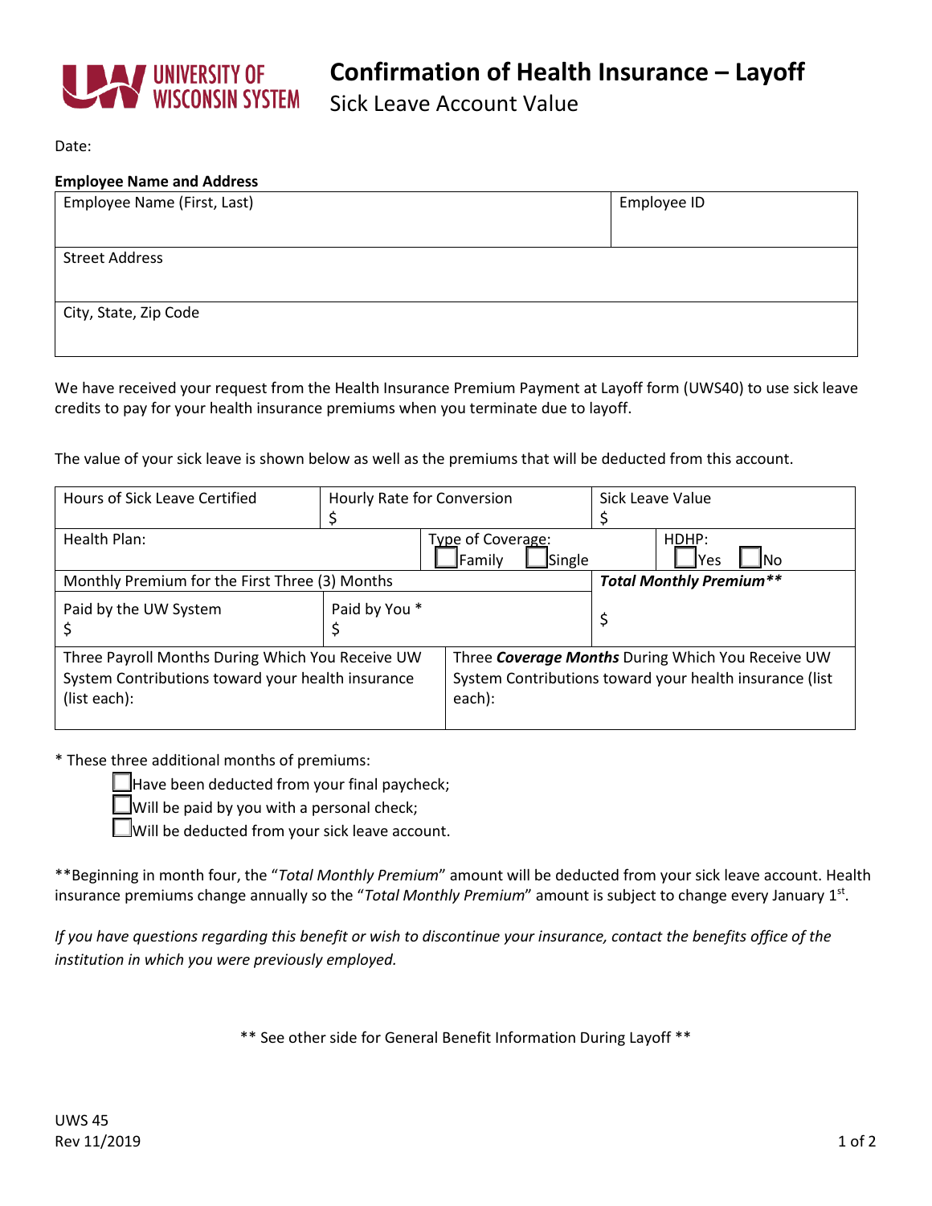# Confirmation of Health Insurance – Layoff

## Sick Leave Account Value

Date:

**Employee Name and Address**

| Employee Name (First, Last) | Employee ID |
|---|---|
| Street Address | |
| City, State, Zip Code | |

We have received your request from the Health Insurance Premium Payment at Layoff form (UWS40) to use sick leave credits to pay for your health insurance premiums when you terminate due to layoff.

The value of your sick leave is shown below as well as the premiums that will be deducted from this account.

| Hours of Sick Leave Certified | Hourly Rate for Conversion<br>$ | Sick Leave Value<br>$ |
|---|---|---|
| Health Plan: | Type of Coverage:<br>☐ Family ☐ Single | HDHP:<br>☐ Yes ☐ No |
| Monthly Premium for the First Three (3) Months | | ***Total Monthly Premium\*\**** |
| Paid by the UW System<br>$ | Paid by You *<br>$ | $ |
| Three Payroll Months During Which You Receive UW System Contributions toward your health insurance (list each): | Three ***Coverage Months*** During Which You Receive UW System Contributions toward your health insurance (list each): | |

\* These three additional months of premiums:

- ☐ Have been deducted from your final paycheck;
- ☐ Will be paid by you with a personal check;
- ☐ Will be deducted from your sick leave account.

\*\*Beginning in month four, the "*Total Monthly Premium*" amount will be deducted from your sick leave account. Health insurance premiums change annually so the "*Total Monthly Premium*" amount is subject to change every January 1st.

*If you have questions regarding this benefit or wish to discontinue your insurance, contact the benefits office of the institution in which you were previously employed.*

\*\* See other side for General Benefit Information During Layoff \*\*

UWS 45
Rev 11/2019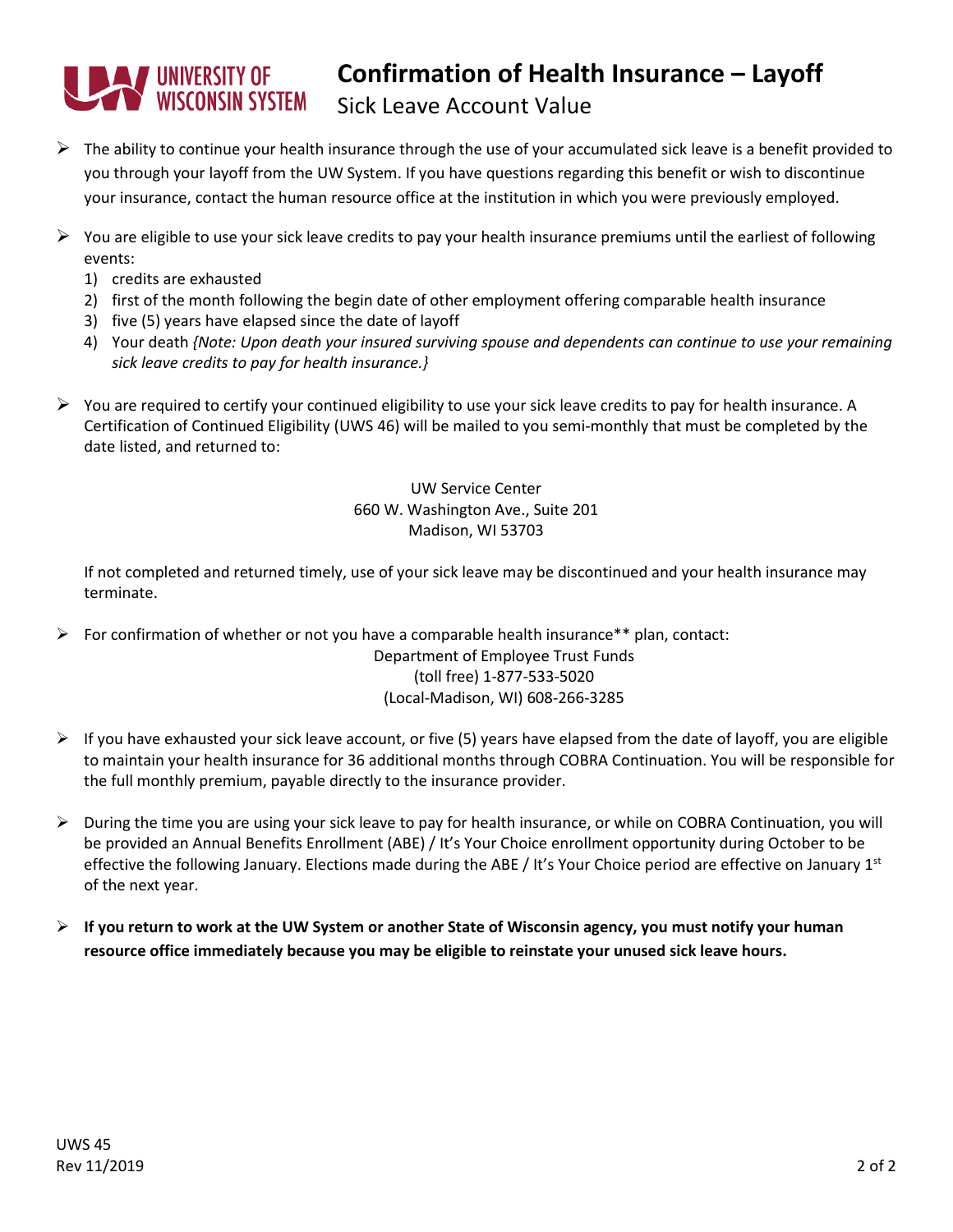# Confirmation of Health Insurance – Layoff

## Sick Leave Account Value

- The ability to continue your health insurance through the use of your accumulated sick leave is a benefit provided to you through your layoff from the UW System. If you have questions regarding this benefit or wish to discontinue your insurance, contact the human resource office at the institution in which you were previously employed.

- You are eligible to use your sick leave credits to pay your health insurance premiums until the earliest of following events:
  1) credits are exhausted
  2) first of the month following the begin date of other employment offering comparable health insurance
  3) five (5) years have elapsed since the date of layoff
  4) Your death *{Note: Upon death your insured surviving spouse and dependents can continue to use your remaining sick leave credits to pay for health insurance.}*

- You are required to certify your continued eligibility to use your sick leave credits to pay for health insurance. A Certification of Continued Eligibility (UWS 46) will be mailed to you semi-monthly that must be completed by the date listed, and returned to:

  UW Service Center
  660 W. Washington Ave., Suite 201
  Madison, WI 53703

  If not completed and returned timely, use of your sick leave may be discontinued and your health insurance may terminate.

- For confirmation of whether or not you have a comparable health insurance** plan, contact:

  Department of Employee Trust Funds
  (toll free) 1-877-533-5020
  (Local-Madison, WI) 608-266-3285

- If you have exhausted your sick leave account, or five (5) years have elapsed from the date of layoff, you are eligible to maintain your health insurance for 36 additional months through COBRA Continuation. You will be responsible for the full monthly premium, payable directly to the insurance provider.

- During the time you are using your sick leave to pay for health insurance, or while on COBRA Continuation, you will be provided an Annual Benefits Enrollment (ABE) / It's Your Choice enrollment opportunity during October to be effective the following January. Elections made during the ABE / It's Your Choice period are effective on January 1st of the next year.

- **If you return to work at the UW System or another State of Wisconsin agency, you must notify your human resource office immediately because you may be eligible to reinstate your unused sick leave hours.**

UWS 45
Rev 11/2019